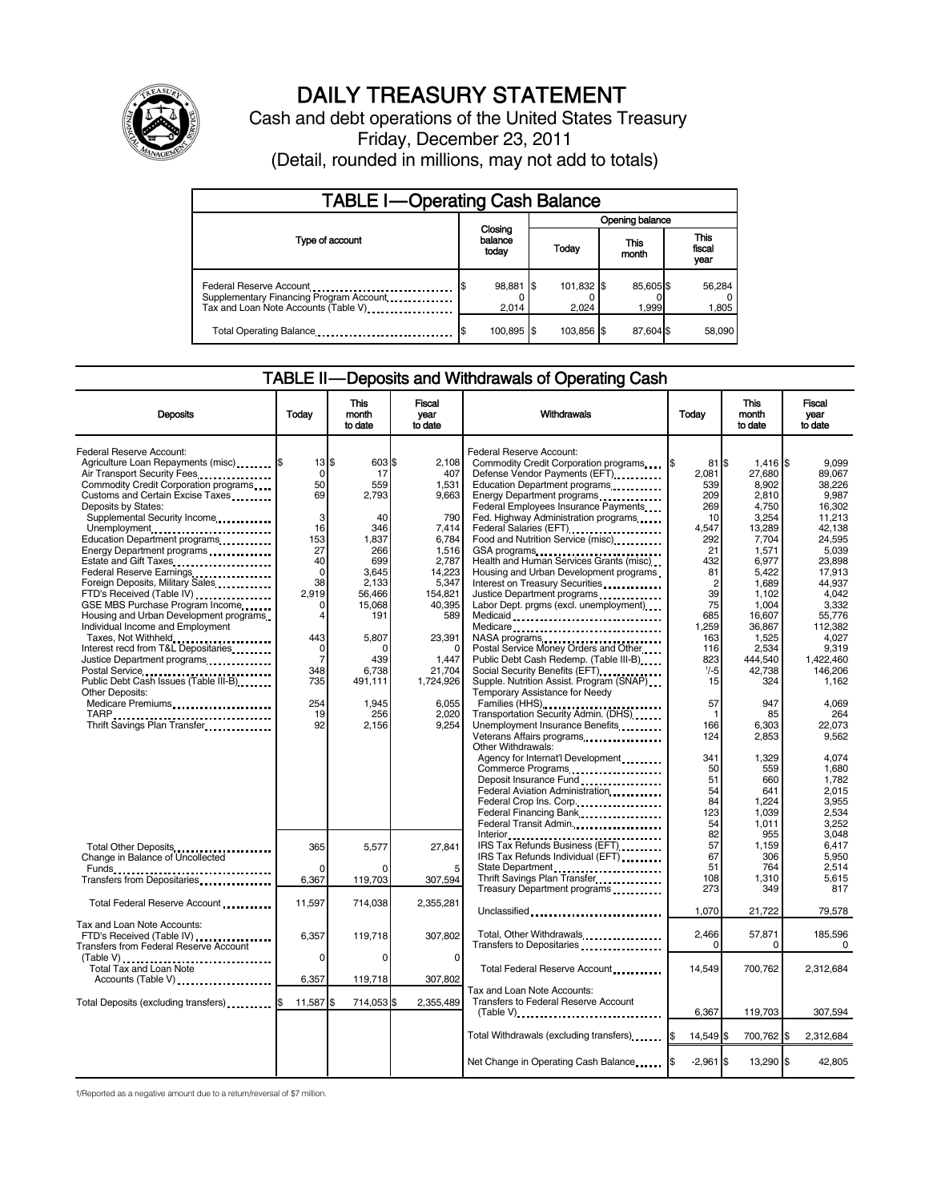# DAILY TREASURY STATEMENT

Cash and debt operations of the United States Treasury

Friday, December 23, 2011

(Detail, rounded in millions, may not add to totals)

## TABLE I—Operating Cash Balance

| Type of account | Closing balance today | Opening balance Today | Opening balance This month | Opening balance This fiscal year |
|---|---|---|---|---|
| Federal Reserve Account | $ 98,881 | $ 101,832 | $ 85,605 | $ 56,284 |
| Supplementary Financing Program Account | 0 | 0 | 0 | 0 |
| Tax and Loan Note Accounts (Table V) | 2,014 | 2,024 | 1,999 | 1,805 |
| Total Operating Balance | $ 100,895 | $ 103,856 | $ 87,604 | $ 58,090 |

## TABLE II—Deposits and Withdrawals of Operating Cash

| Deposits | Today | This month to date | Fiscal year to date |
|---|---|---|---|
| Federal Reserve Account: | | | |
| Agriculture Loan Repayments (misc) | $ 13 | $ 603 | $ 2,108 |
| Air Transport Security Fees | 0 | 17 | 407 |
| Commodity Credit Corporation programs | 50 | 559 | 1,531 |
| Customs and Certain Excise Taxes | 69 | 2,793 | 9,663 |
| Deposits by States: | | | |
| Supplemental Security Income | 3 | 40 | 790 |
| Unemployment | 16 | 346 | 7,414 |
| Education Department programs | 153 | 1,837 | 6,784 |
| Energy Department programs | 27 | 266 | 1,516 |
| Estate and Gift Taxes | 40 | 699 | 2,787 |
| Federal Reserve Earnings | 0 | 3,645 | 14,223 |
| Foreign Deposits, Military Sales | 38 | 2,133 | 5,347 |
| FTD's Received (Table IV) | 2,919 | 56,466 | 154,821 |
| GSE MBS Purchase Program Income | 0 | 15,068 | 40,395 |
| Housing and Urban Development programs | 4 | 191 | 589 |
| Individual Income and Employment Taxes, Not Withheld | 443 | 5,807 | 23,391 |
| Interest recd from T&L Depositaries | 0 | 0 | 0 |
| Justice Department programs | 7 | 439 | 1,447 |
| Postal Service | 348 | 6,738 | 21,704 |
| Public Debt Cash Issues (Table III-B) | 735 | 491,111 | 1,724,926 |
| Other Deposits: | | | |
| Medicare Premiums | 254 | 1,945 | 6,055 |
| TARP | 19 | 256 | 2,020 |
| Thrift Savings Plan Transfer | 92 | 2,156 | 9,254 |
| Total Other Deposits | 365 | 5,577 | 27,841 |
| Change in Balance of Uncollected Funds | 0 | 0 | 5 |
| Transfers from Depositaries | 6,367 | 119,703 | 307,594 |
| Total Federal Reserve Account | 11,597 | 714,038 | 2,355,281 |
| Tax and Loan Note Accounts: | | | |
| FTD's Received (Table IV) | 6,357 | 119,718 | 307,802 |
| Transfers from Federal Reserve Account (Table V) | 0 | 0 | 0 |
| Total Tax and Loan Note Accounts (Table V) | 6,357 | 119,718 | 307,802 |
| Total Deposits (excluding transfers) | $ 11,587 | $ 714,053 | $ 2,355,489 |

| Withdrawals | Today | This month to date | Fiscal year to date |
|---|---|---|---|
| Federal Reserve Account: | | | |
| Commodity Credit Corporation programs | $ 81 | $ 1,416 | $ 9,099 |
| Defense Vendor Payments (EFT) | 2,081 | 27,680 | 89,067 |
| Education Department programs | 539 | 8,902 | 38,226 |
| Energy Department programs | 209 | 2,810 | 9,987 |
| Federal Employees Insurance Payments | 269 | 4,750 | 16,302 |
| Fed. Highway Administration programs | 10 | 3,254 | 11,213 |
| Federal Salaries (EFT) | 4,547 | 13,289 | 42,138 |
| Food and Nutrition Service (misc) | 292 | 7,704 | 24,595 |
| GSA programs | 21 | 1,571 | 5,039 |
| Health and Human Services Grants (misc) | 432 | 6,977 | 23,898 |
| Housing and Urban Development programs | 81 | 5,422 | 17,913 |
| Interest on Treasury Securities | 2 | 1,689 | 44,937 |
| Justice Department programs | 39 | 1,102 | 4,042 |
| Labor Dept. prgms (excl. unemployment) | 75 | 1,004 | 3,332 |
| Medicaid | 685 | 16,607 | 55,776 |
| Medicare | 1,259 | 36,867 | 112,382 |
| NASA programs | 163 | 1,525 | 4,027 |
| Postal Service Money Orders and Other | 116 | 2,534 | 9,319 |
| Public Debt Cash Redemp. (Table III-B) | 823 | 444,540 | 1,422,460 |
| Social Security Benefits (EFT) | [1]-5 | 42,738 | 146,206 |
| Supple. Nutrition Assist. Program (SNAP) | 15 | 324 | 1,162 |
| Temporary Assistance for Needy Families (HHS) | 57 | 947 | 4,069 |
| Transportation Security Admin. (DHS) | 1 | 85 | 264 |
| Unemployment Insurance Benefits | 166 | 6,303 | 22,073 |
| Veterans Affairs programs | 124 | 2,853 | 9,562 |
| Other Withdrawals: | | | |
| Agency for Internat'l Development | 341 | 1,329 | 4,074 |
| Commerce Programs | 50 | 559 | 1,680 |
| Deposit Insurance Fund | 51 | 660 | 1,782 |
| Federal Aviation Administration | 54 | 641 | 2,015 |
| Federal Crop Ins. Corp. | 84 | 1,224 | 3,955 |
| Federal Financing Bank | 123 | 1,039 | 2,534 |
| Federal Transit Admin. | 54 | 1,011 | 3,252 |
| Interior | 82 | 955 | 3,048 |
| IRS Tax Refunds Business (EFT) | 57 | 1,159 | 6,417 |
| IRS Tax Refunds Individual (EFT) | 67 | 306 | 5,950 |
| State Department | 51 | 764 | 2,514 |
| Thrift Savings Plan Transfer | 108 | 1,310 | 5,615 |
| Treasury Department programs | 273 | 349 | 817 |
| Unclassified | 1,070 | 21,722 | 79,578 |
| Total, Other Withdrawals | 2,466 | 57,871 | 185,596 |
| Transfers to Depositaries | 0 | 0 | 0 |
| Total Federal Reserve Account | 14,549 | 700,762 | 2,312,684 |
| Tax and Loan Note Accounts: | | | |
| Transfers to Federal Reserve Account (Table V) | 6,367 | 119,703 | 307,594 |
| Total Withdrawals (excluding transfers) | $ 14,549 | $ 700,762 | $ 2,312,684 |
| Net Change in Operating Cash Balance | $ -2,961 | $ 13,290 | $ 42,805 |

1/Reported as a negative amount due to a return/reversal of $7 million.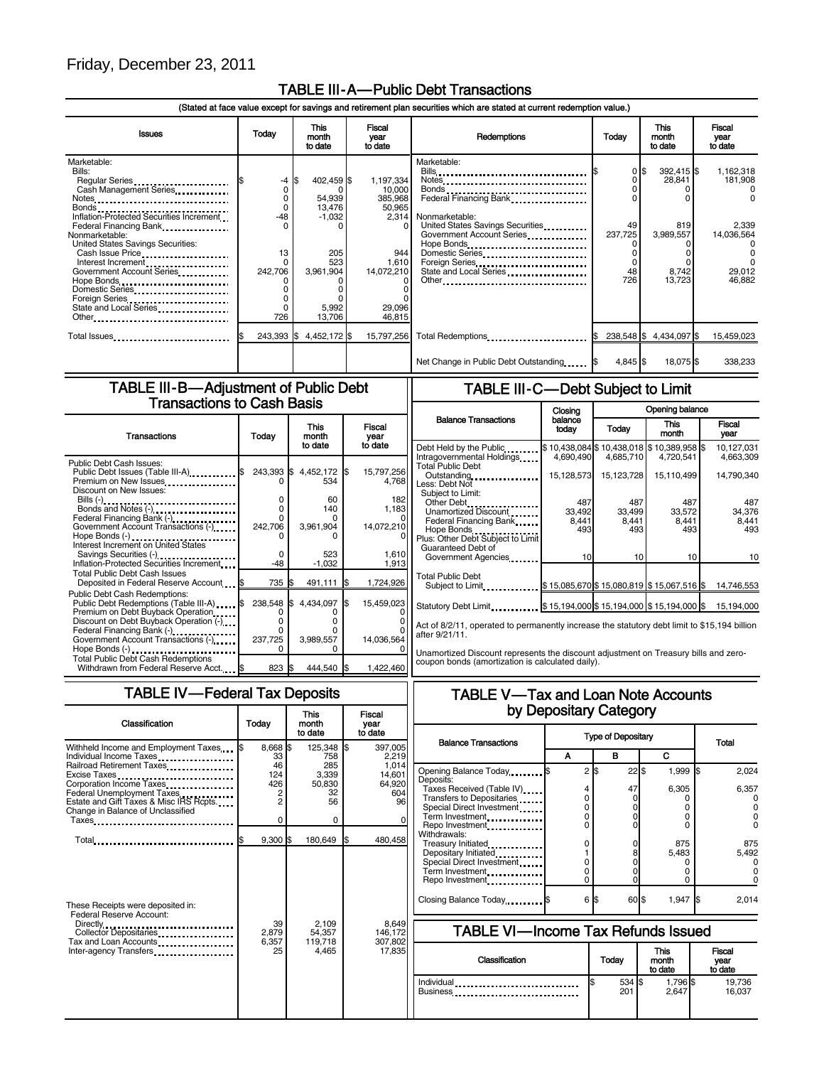Friday, December 23, 2011

## TABLE III-A—Public Debt Transactions

(Stated at face value except for savings and retirement plan securities which are stated at current redemption value.)

| Issues | Today | This month to date | Fiscal year to date |
|---|---|---|---|
| Marketable: | | | |
| Bills: | | | |
| Regular Series | $ -4 | $ 402,459 | $ 1,197,334 |
| Cash Management Series | 0 | 0 | 10,000 |
| Notes | 0 | 54,939 | 385,968 |
| Bonds | 0 | 13,476 | 50,965 |
| Inflation-Protected Securities Increment | -48 | -1,032 | 2,314 |
| Federal Financing Bank | 0 | 0 | 0 |
| Nonmarketable: | | | |
| United States Savings Securities: | | | |
| Cash Issue Price | 13 | 205 | 944 |
| Interest Increment | 0 | 523 | 1,610 |
| Government Account Series | 242,706 | 3,961,904 | 14,072,210 |
| Hope Bonds | 0 | 0 | 0 |
| Domestic Series | 0 | 0 | 0 |
| Foreign Series | 0 | 0 | 0 |
| State and Local Series | 0 | 5,992 | 29,096 |
| Other | 726 | 13,706 | 46,815 |
| Total Issues | $ 243,393 | $ 4,452,172 | $ 15,797,256 |

| Redemptions | Today | This month to date | Fiscal year to date |
|---|---|---|---|
| Marketable: | | | |
| Bills | $ 0 | $ 392,415 | $ 1,162,318 |
| Notes | 0 | 28,841 | 181,908 |
| Bonds | 0 | 0 | 0 |
| Federal Financing Bank | 0 | 0 | 0 |
| Nonmarketable: | | | |
| United States Savings Securities | 49 | 819 | 2,339 |
| Government Account Series | 237,725 | 3,989,557 | 14,036,564 |
| Hope Bonds | 0 | 0 | 0 |
| Domestic Series | 0 | 0 | 0 |
| Foreign Series | 0 | 0 | 0 |
| State and Local Series | 48 | 8,742 | 29,012 |
| Other | 726 | 13,723 | 46,882 |
| Total Redemptions | $ 238,548 | $ 4,434,097 | $ 15,459,023 |
| Net Change in Public Debt Outstanding | $ 4,845 | $ 18,075 | $ 338,233 |

## TABLE III-B—Adjustment of Public Debt Transactions to Cash Basis

| Transactions | Today | This month to date | Fiscal year to date |
|---|---|---|---|
| Public Debt Cash Issues: | | | |
| Public Debt Issues (Table III-A) | $ 243,393 | $ 4,452,172 | $ 15,797,256 |
| Premium on New Issues | 0 | 534 | 4,768 |
| Discount on New Issues: | | | |
| Bills (-) | 0 | 60 | 182 |
| Bonds and Notes (-) | 0 | 140 | 1,183 |
| Federal Financing Bank (-) | 0 | 0 | 0 |
| Government Account Transactions (-) | 242,706 | 3,961,904 | 14,072,210 |
| Hope Bonds (-) | 0 | 0 | 0 |
| Interest Increment on United States Savings Securities (-) | 0 | 523 | 1,610 |
| Inflation-Protected Securities Increment | -48 | -1,032 | 1,913 |
| Total Public Debt Cash Issues Deposited in Federal Reserve Account | $ 735 | $ 491,111 | $ 1,724,926 |
| Public Debt Cash Redemptions: | | | |
| Public Debt Redemptions (Table III-A) | $ 238,548 | $ 4,434,097 | $ 15,459,023 |
| Premium on Debt Buyback Operation | 0 | 0 | 0 |
| Discount on Debt Buyback Operation (-) | 0 | 0 | 0 |
| Federal Financing Bank (-) | 0 | 0 | 0 |
| Government Account Transactions (-) | 237,725 | 3,989,557 | 14,036,564 |
| Hope Bonds (-) | 0 | 0 | 0 |
| Total Public Debt Cash Redemptions Withdrawn from Federal Reserve Acct. | $ 823 | $ 444,540 | $ 1,422,460 |

## TABLE III-C—Debt Subject to Limit

| Balance Transactions | Closing balance today | Opening balance Today | Opening balance This month | Opening balance Fiscal year |
|---|---|---|---|---|
| Debt Held by the Public | $ 10,438,084 | $ 10,438,018 | $ 10,389,958 | $ 10,127,031 |
| Intragovernmental Holdings | 4,690,490 | 4,685,710 | 4,720,541 | 4,663,309 |
| Total Public Debt Outstanding | 15,128,573 | 15,123,728 | 15,110,499 | 14,790,340 |
| Less: Debt Not Subject to Limit: | | | | |
| Other Debt | 487 | 487 | 487 | 487 |
| Unamortized Discount | 33,492 | 33,499 | 33,572 | 34,376 |
| Federal Financing Bank | 8,441 | 8,441 | 8,441 | 8,441 |
| Hope Bonds | 493 | 493 | 493 | 493 |
| Plus: Other Debt Subject to Limit Guaranteed Debt of Government Agencies | 10 | 10 | 10 | 10 |
| Total Public Debt Subject to Limit | $ 15,085,670 | $ 15,080,819 | $ 15,067,516 | $ 14,746,553 |
| Statutory Debt Limit | $ 15,194,000 | $ 15,194,000 | $ 15,194,000 | $ 15,194,000 |

Act of 8/2/11, operated to permanently increase the statutory debt limit to $15,194 billion after 9/21/11.

Unamortized Discount represents the discount adjustment on Treasury bills and zero-coupon bonds (amortization is calculated daily).

## TABLE IV—Federal Tax Deposits

| Classification | Today | This month to date | Fiscal year to date |
|---|---|---|---|
| Withheld Income and Employment Taxes | $ 8,668 | $ 125,348 | $ 397,005 |
| Individual Income Taxes | 33 | 758 | 2,219 |
| Railroad Retirement Taxes | 46 | 285 | 1,014 |
| Excise Taxes | 124 | 3,339 | 14,601 |
| Corporation Income Taxes | 426 | 50,830 | 64,920 |
| Federal Unemployment Taxes | 2 | 32 | 604 |
| Estate and Gift Taxes & Misc IRS Rcpts. | 2 | 56 | 96 |
| Change in Balance of Unclassified Taxes | 0 | 0 | 0 |
| Total | $ 9,300 | $ 180,649 | $ 480,458 |
| These Receipts were deposited in: | | | |
| Federal Reserve Account: | | | |
| Directly | 39 | 2,109 | 8,649 |
| Collector Depositaries | 2,879 | 54,357 | 146,172 |
| Tax and Loan Accounts | 6,357 | 119,718 | 307,802 |
| Inter-agency Transfers | 25 | 4,465 | 17,835 |

## TABLE V—Tax and Loan Note Accounts by Depositary Category

| Balance Transactions | Type of Depositary A | Type of Depositary B | Type of Depositary C | Total |
|---|---|---|---|---|
| Opening Balance Today | $ 2 | $ 22 | $ 1,999 | $ 2,024 |
| Deposits: | | | | |
| Taxes Received (Table IV) | 4 | 47 | 6,305 | 6,357 |
| Transfers to Depositaries | 0 | 0 | 0 | 0 |
| Special Direct Investment | 0 | 0 | 0 | 0 |
| Term Investment | 0 | 0 | 0 | 0 |
| Repo Investment | 0 | 0 | 0 | 0 |
| Withdrawals: | | | | |
| Treasury Initiated | 0 | 0 | 875 | 875 |
| Depositary Initiated | 1 | 8 | 5,483 | 5,492 |
| Special Direct Investment | 0 | 0 | 0 | 0 |
| Term Investment | 0 | 0 | 0 | 0 |
| Repo Investment | 0 | 0 | 0 | 0 |
| Closing Balance Today | $ 6 | $ 60 | $ 1,947 | $ 2,014 |

## TABLE VI—Income Tax Refunds Issued

| Classification | Today | This month to date | Fiscal year to date |
|---|---|---|---|
| Individual | $ 534 | $ 1,796 | $ 19,736 |
| Business | 201 | 2,647 | 16,037 |